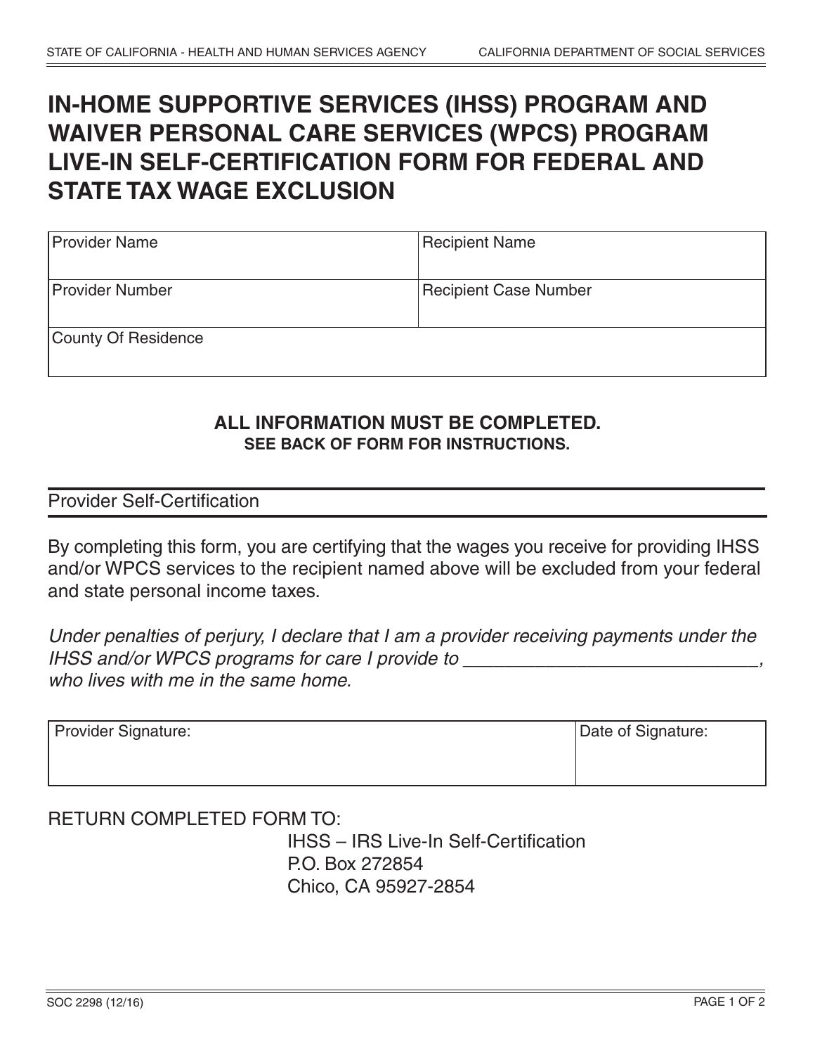STATE OF CALIFORNIA - HEALTH AND HUMAN SERVICES AGENCY

CALIFORNIA DEPARTMENT OF SOCIAL SERVICES

# IN-HOME SUPPORTIVE SERVICES (IHSS) PROGRAM AND WAIVER PERSONAL CARE SERVICES (WPCS) PROGRAM LIVE-IN SELF-CERTIFICATION FORM FOR FEDERAL AND STATE TAX WAGE EXCLUSION

| Provider Name | Recipient Name |
|---|---|
| Provider Number | Recipient Case Number |
| County Of Residence | |

**ALL INFORMATION MUST BE COMPLETED.**
**SEE BACK OF FORM FOR INSTRUCTIONS.**

## Provider Self-Certification

By completing this form, you are certifying that the wages you receive for providing IHSS and/or WPCS services to the recipient named above will be excluded from your federal and state personal income taxes.

*Under penalties of perjury, I declare that I am a provider receiving payments under the IHSS and/or WPCS programs for care I provide to ______________________________, who lives with me in the same home.*

| Provider Signature: | Date of Signature: |
|---|---|
| | |

RETURN COMPLETED FORM TO:

IHSS – IRS Live-In Self-Certification
P.O. Box 272854
Chico, CA 95927-2854

SOC 2298 (12/16)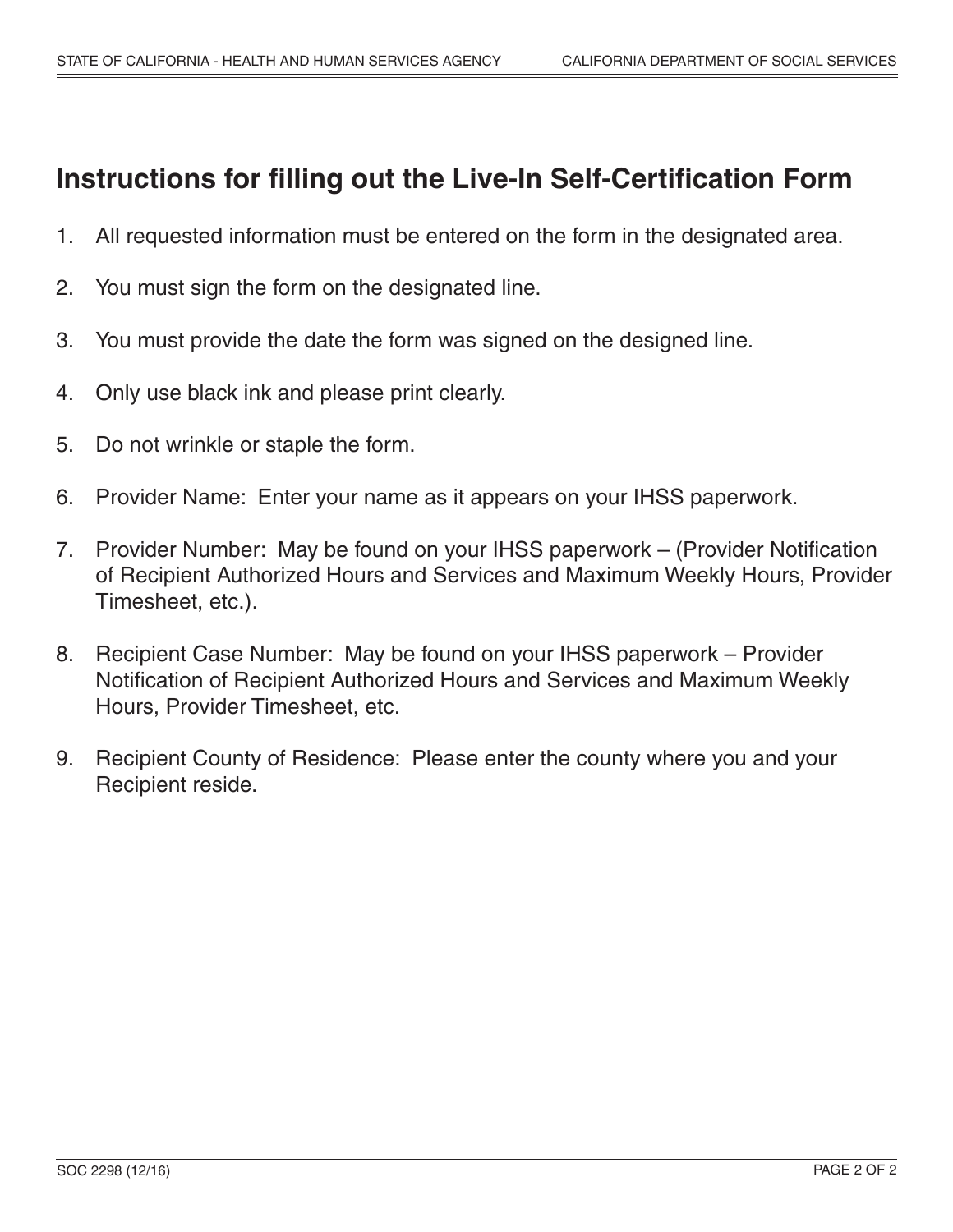## Instructions for filling out the Live-In Self-Certification Form

1. All requested information must be entered on the form in the designated area.
2. You must sign the form on the designated line.
3. You must provide the date the form was signed on the designed line.
4. Only use black ink and please print clearly.
5. Do not wrinkle or staple the form.
6. Provider Name: Enter your name as it appears on your IHSS paperwork.
7. Provider Number: May be found on your IHSS paperwork – (Provider Notification of Recipient Authorized Hours and Services and Maximum Weekly Hours, Provider Timesheet, etc.).
8. Recipient Case Number: May be found on your IHSS paperwork – Provider Notification of Recipient Authorized Hours and Services and Maximum Weekly Hours, Provider Timesheet, etc.
9. Recipient County of Residence: Please enter the county where you and your Recipient reside.